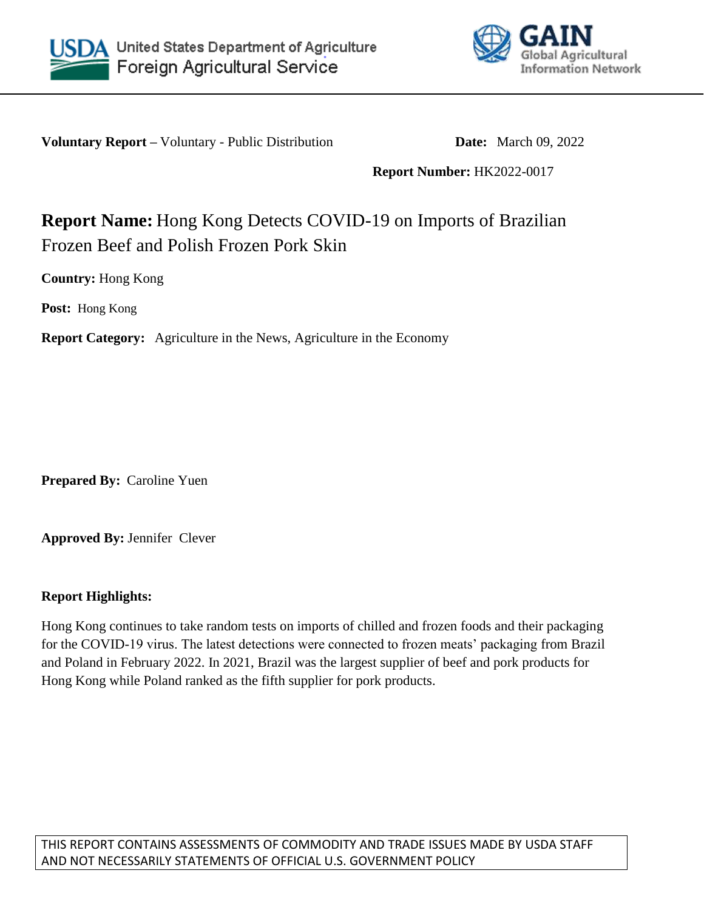United States Department of Agriculture
Foreign Agricultural Service

GAIN Global Agricultural Information Network

**Voluntary Report –** Voluntary - Public Distribution **Date:** March 09, 2022

**Report Number:** HK2022-0017

# **Report Name:** Hong Kong Detects COVID-19 on Imports of Brazilian Frozen Beef and Polish Frozen Pork Skin

**Country:** Hong Kong

**Post:** Hong Kong

**Report Category:** Agriculture in the News, Agriculture in the Economy

**Prepared By:** Caroline Yuen

**Approved By:** Jennifer Clever

**Report Highlights:**

Hong Kong continues to take random tests on imports of chilled and frozen foods and their packaging for the COVID-19 virus. The latest detections were connected to frozen meats' packaging from Brazil and Poland in February 2022. In 2021, Brazil was the largest supplier of beef and pork products for Hong Kong while Poland ranked as the fifth supplier for pork products.

THIS REPORT CONTAINS ASSESSMENTS OF COMMODITY AND TRADE ISSUES MADE BY USDA STAFF AND NOT NECESSARILY STATEMENTS OF OFFICIAL U.S. GOVERNMENT POLICY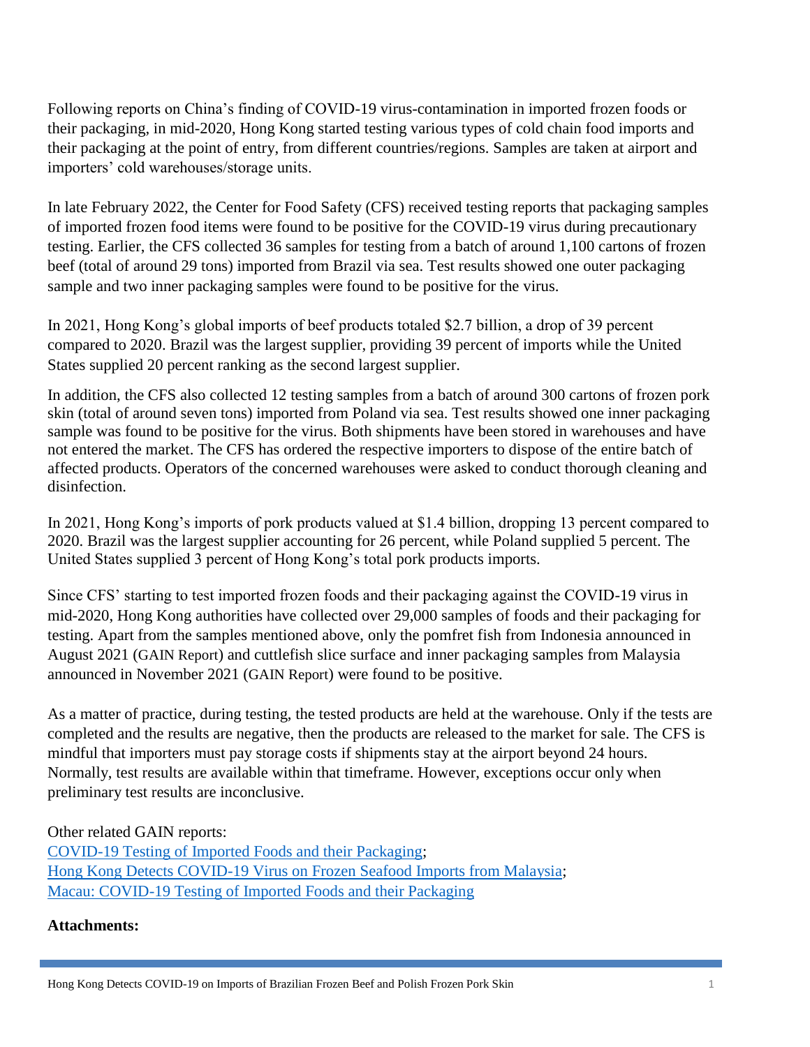Following reports on China's finding of COVID-19 virus-contamination in imported frozen foods or their packaging, in mid-2020, Hong Kong started testing various types of cold chain food imports and their packaging at the point of entry, from different countries/regions. Samples are taken at airport and importers' cold warehouses/storage units.

In late February 2022, the Center for Food Safety (CFS) received testing reports that packaging samples of imported frozen food items were found to be positive for the COVID-19 virus during precautionary testing. Earlier, the CFS collected 36 samples for testing from a batch of around 1,100 cartons of frozen beef (total of around 29 tons) imported from Brazil via sea. Test results showed one outer packaging sample and two inner packaging samples were found to be positive for the virus.

In 2021, Hong Kong's global imports of beef products totaled $2.7 billion, a drop of 39 percent compared to 2020. Brazil was the largest supplier, providing 39 percent of imports while the United States supplied 20 percent ranking as the second largest supplier.

In addition, the CFS also collected 12 testing samples from a batch of around 300 cartons of frozen pork skin (total of around seven tons) imported from Poland via sea. Test results showed one inner packaging sample was found to be positive for the virus. Both shipments have been stored in warehouses and have not entered the market. The CFS has ordered the respective importers to dispose of the entire batch of affected products. Operators of the concerned warehouses were asked to conduct thorough cleaning and disinfection.

In 2021, Hong Kong's imports of pork products valued at $1.4 billion, dropping 13 percent compared to 2020. Brazil was the largest supplier accounting for 26 percent, while Poland supplied 5 percent. The United States supplied 3 percent of Hong Kong's total pork products imports.

Since CFS' starting to test imported frozen foods and their packaging against the COVID-19 virus in mid-2020, Hong Kong authorities have collected over 29,000 samples of foods and their packaging for testing. Apart from the samples mentioned above, only the pomfret fish from Indonesia announced in August 2021 (GAIN Report) and cuttlefish slice surface and inner packaging samples from Malaysia announced in November 2021 (GAIN Report) were found to be positive.

As a matter of practice, during testing, the tested products are held at the warehouse. Only if the tests are completed and the results are negative, then the products are released to the market for sale. The CFS is mindful that importers must pay storage costs if shipments stay at the airport beyond 24 hours. Normally, test results are available within that timeframe. However, exceptions occur only when preliminary test results are inconclusive.

Other related GAIN reports:
COVID-19 Testing of Imported Foods and their Packaging;
Hong Kong Detects COVID-19 Virus on Frozen Seafood Imports from Malaysia;
Macau: COVID-19 Testing of Imported Foods and their Packaging

**Attachments:**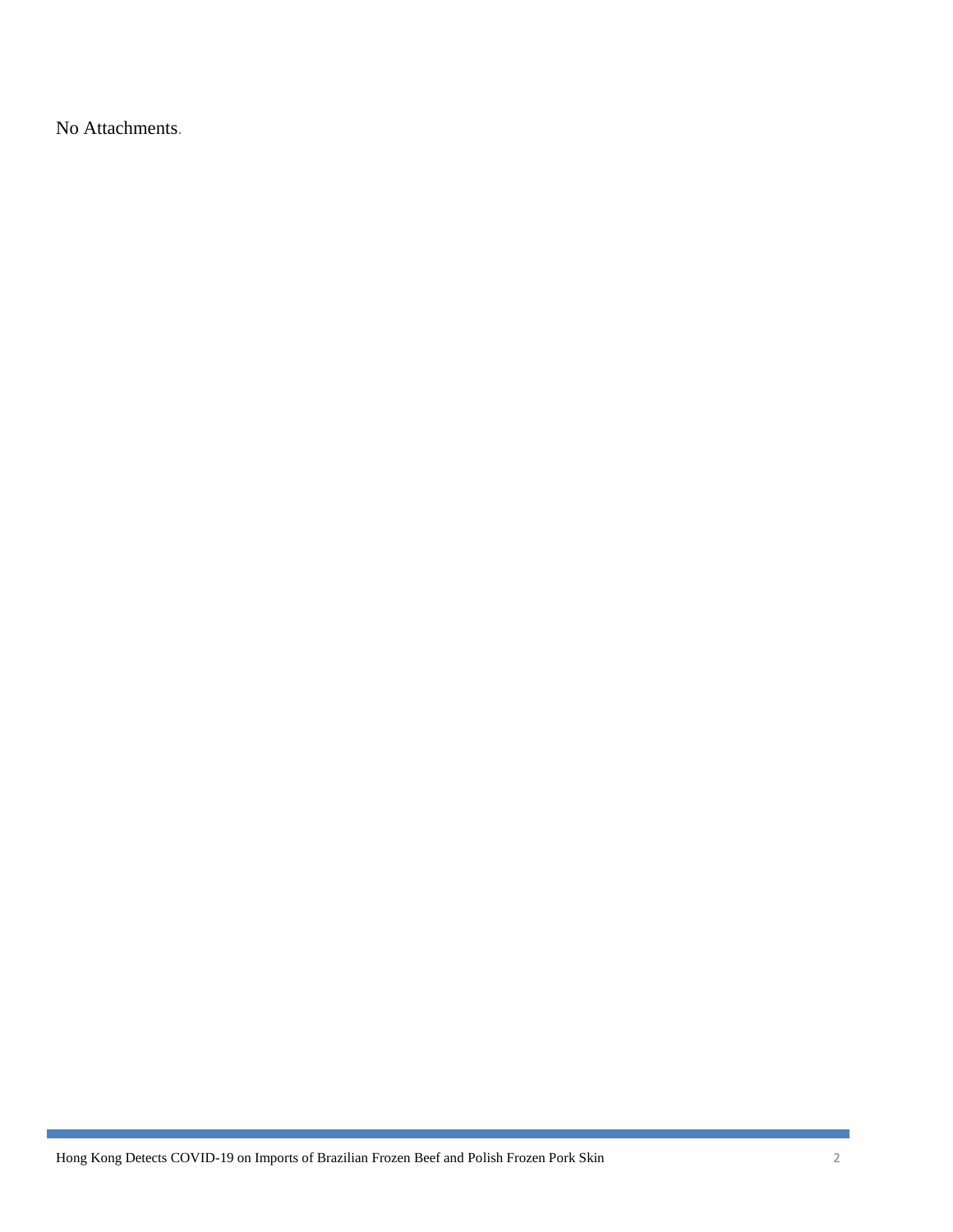No Attachments.